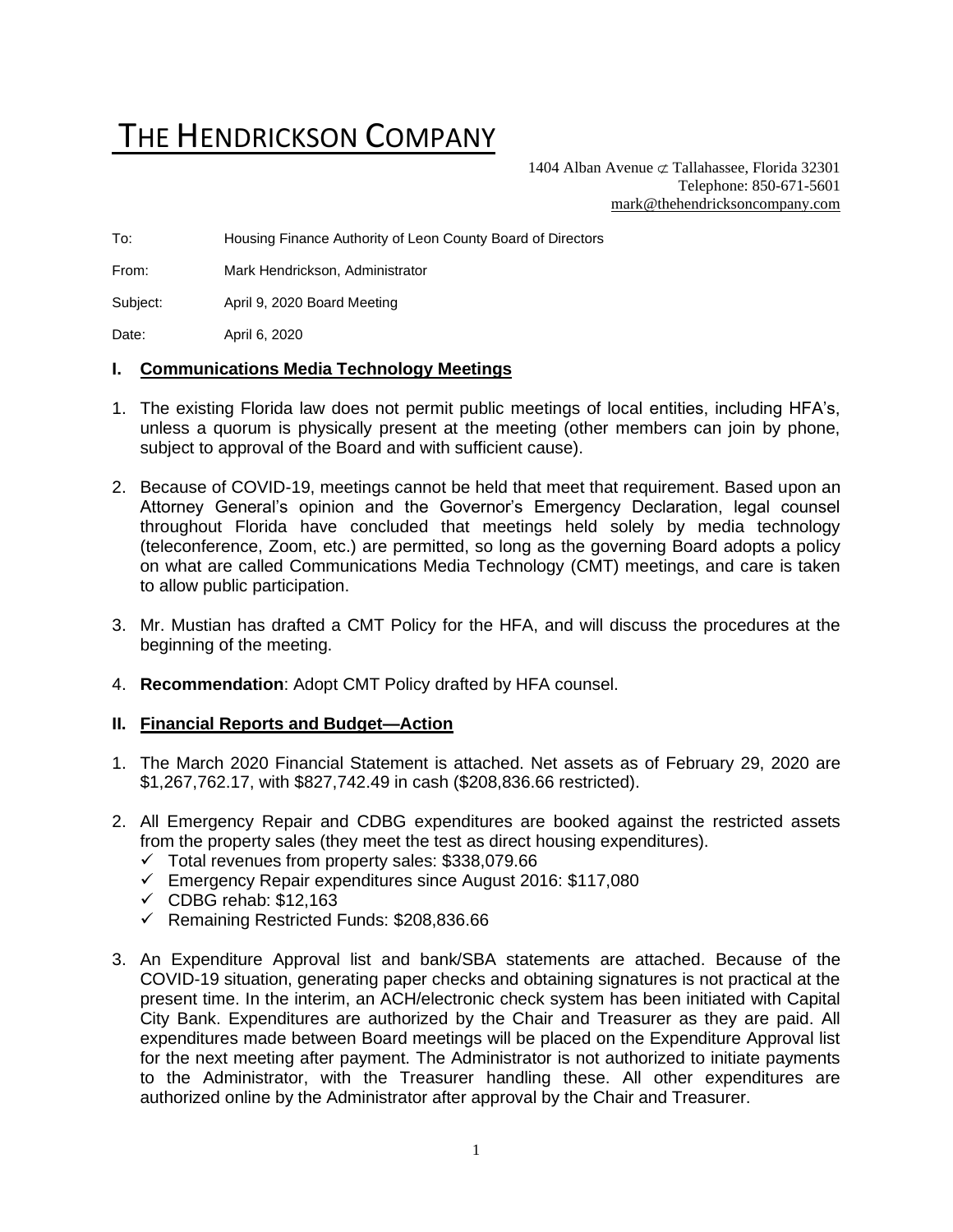# THE HENDRICKSON COMPANY

1404 Alban Avenue ⊄ Tallahassee, Florida 32301
Telephone: 850-671-5601
mark@thehendricksoncompany.com

To: Housing Finance Authority of Leon County Board of Directors

From: Mark Hendrickson, Administrator

Subject: April 9, 2020 Board Meeting

Date: April 6, 2020

## I. Communications Media Technology Meetings

1. The existing Florida law does not permit public meetings of local entities, including HFA's, unless a quorum is physically present at the meeting (other members can join by phone, subject to approval of the Board and with sufficient cause).

2. Because of COVID-19, meetings cannot be held that meet that requirement. Based upon an Attorney General's opinion and the Governor's Emergency Declaration, legal counsel throughout Florida have concluded that meetings held solely by media technology (teleconference, Zoom, etc.) are permitted, so long as the governing Board adopts a policy on what are called Communications Media Technology (CMT) meetings, and care is taken to allow public participation.

3. Mr. Mustian has drafted a CMT Policy for the HFA, and will discuss the procedures at the beginning of the meeting.

4. **Recommendation**: Adopt CMT Policy drafted by HFA counsel.

## II. Financial Reports and Budget—Action

1. The March 2020 Financial Statement is attached. Net assets as of February 29, 2020 are $1,267,762.17, with $827,742.49 in cash ($208,836.66 restricted).

2. All Emergency Repair and CDBG expenditures are booked against the restricted assets from the property sales (they meet the test as direct housing expenditures).
   - ✓ Total revenues from property sales: $338,079.66
   - ✓ Emergency Repair expenditures since August 2016: $117,080
   - ✓ CDBG rehab: $12,163
   - ✓ Remaining Restricted Funds: $208,836.66

3. An Expenditure Approval list and bank/SBA statements are attached. Because of the COVID-19 situation, generating paper checks and obtaining signatures is not practical at the present time. In the interim, an ACH/electronic check system has been initiated with Capital City Bank. Expenditures are authorized by the Chair and Treasurer as they are paid. All expenditures made between Board meetings will be placed on the Expenditure Approval list for the next meeting after payment. The Administrator is not authorized to initiate payments to the Administrator, with the Treasurer handling these. All other expenditures are authorized online by the Administrator after approval by the Chair and Treasurer.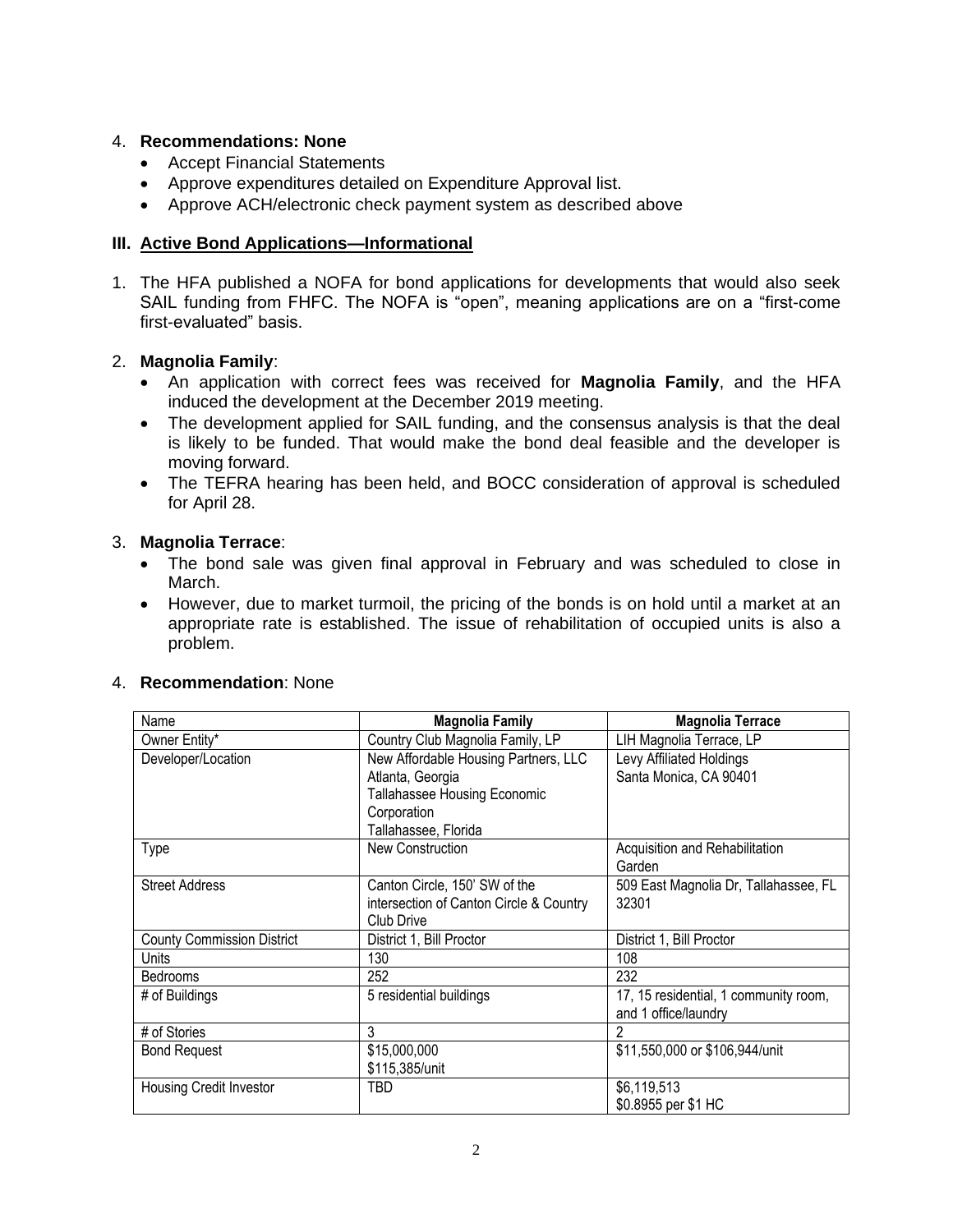4. **Recommendations: None**
   - Accept Financial Statements
   - Approve expenditures detailed on Expenditure Approval list.
   - Approve ACH/electronic check payment system as described above

### III. Active Bond Applications—Informational

1. The HFA published a NOFA for bond applications for developments that would also seek SAIL funding from FHFC. The NOFA is "open", meaning applications are on a "first-come first-evaluated" basis.

2. **Magnolia Family**:
   - An application with correct fees was received for **Magnolia Family**, and the HFA induced the development at the December 2019 meeting.
   - The development applied for SAIL funding, and the consensus analysis is that the deal is likely to be funded. That would make the bond deal feasible and the developer is moving forward.
   - The TEFRA hearing has been held, and BOCC consideration of approval is scheduled for April 28.

3. **Magnolia Terrace**:
   - The bond sale was given final approval in February and was scheduled to close in March.
   - However, due to market turmoil, the pricing of the bonds is on hold until a market at an appropriate rate is established. The issue of rehabilitation of occupied units is also a problem.

4. **Recommendation**: None

| Name | Magnolia Family | Magnolia Terrace |
|---|---|---|
| Owner Entity* | Country Club Magnolia Family, LP | LIH Magnolia Terrace, LP |
| Developer/Location | New Affordable Housing Partners, LLC<br>Atlanta, Georgia<br>Tallahassee Housing Economic Corporation<br>Tallahassee, Florida | Levy Affiliated Holdings<br>Santa Monica, CA 90401 |
| Type | New Construction | Acquisition and Rehabilitation<br>Garden |
| Street Address | Canton Circle, 150' SW of the intersection of Canton Circle & Country Club Drive | 509 East Magnolia Dr, Tallahassee, FL 32301 |
| County Commission District | District 1, Bill Proctor | District 1, Bill Proctor |
| Units | 130 | 108 |
| Bedrooms | 252 | 232 |
| # of Buildings | 5 residential buildings | 17, 15 residential, 1 community room, and 1 office/laundry |
| # of Stories | 3 | 2 |
| Bond Request | $15,000,000<br>$115,385/unit | $11,550,000 or $106,944/unit |
| Housing Credit Investor | TBD | $6,119,513<br>$0.8955 per $1 HC |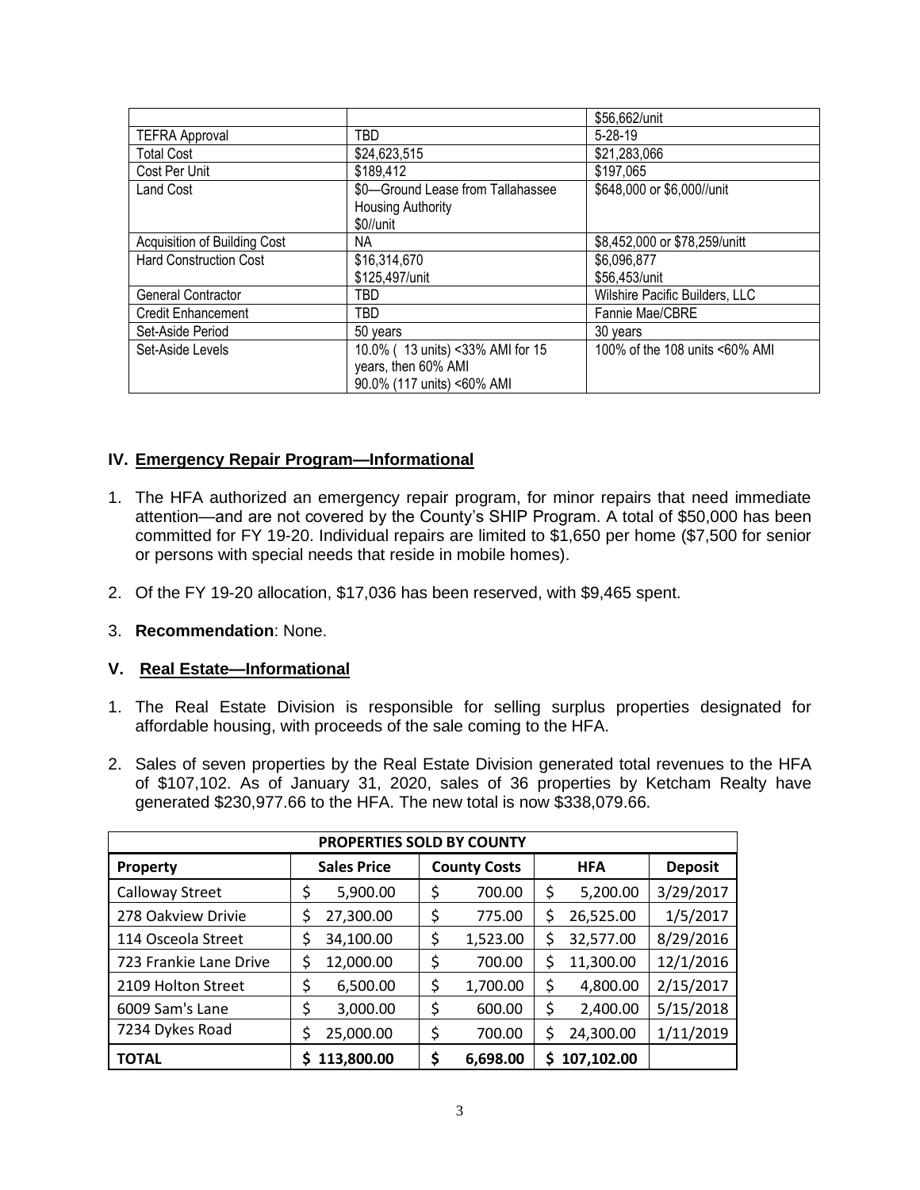| | | $56,662/unit |
|---|---|---|
| TEFRA Approval | TBD | 5-28-19 |
| Total Cost | $24,623,515 | $21,283,066 |
| Cost Per Unit | $189,412 | $197,065 |
| Land Cost | $0—Ground Lease from Tallahassee Housing Authority<br>$0//unit | $648,000 or $6,000//unit |
| Acquisition of Building Cost | NA | $8,452,000 or $78,259/unitt |
| Hard Construction Cost | $16,314,670<br>$125,497/unit | $6,096,877<br>$56,453/unit |
| General Contractor | TBD | Wilshire Pacific Builders, LLC |
| Credit Enhancement | TBD | Fannie Mae/CBRE |
| Set-Aside Period | 50 years | 30 years |
| Set-Aside Levels | 10.0% ( 13 units) <33% AMI for 15 years, then 60% AMI<br>90.0% (117 units) <60% AMI | 100% of the 108 units <60% AMI |

## IV. Emergency Repair Program—Informational

1. The HFA authorized an emergency repair program, for minor repairs that need immediate attention—and are not covered by the County's SHIP Program. A total of $50,000 has been committed for FY 19-20. Individual repairs are limited to $1,650 per home ($7,500 for senior or persons with special needs that reside in mobile homes).
2. Of the FY 19-20 allocation, $17,036 has been reserved, with $9,465 spent.
3. **Recommendation**: None.

## V. Real Estate—Informational

1. The Real Estate Division is responsible for selling surplus properties designated for affordable housing, with proceeds of the sale coming to the HFA.
2. Sales of seven properties by the Real Estate Division generated total revenues to the HFA of $107,102. As of January 31, 2020, sales of 36 properties by Ketcham Realty have generated $230,977.66 to the HFA. The new total is now $338,079.66.

| PROPERTIES SOLD BY COUNTY | | | | |
|---|---|---|---|---|
| **Property** | **Sales Price** | **County Costs** | **HFA** | **Deposit** |
| Calloway Street | $ 5,900.00 | $ 700.00 | $ 5,200.00 | 3/29/2017 |
| 278 Oakview Drivie | $ 27,300.00 | $ 775.00 | $ 26,525.00 | 1/5/2017 |
| 114 Osceola Street | $ 34,100.00 | $ 1,523.00 | $ 32,577.00 | 8/29/2016 |
| 723 Frankie Lane Drive | $ 12,000.00 | $ 700.00 | $ 11,300.00 | 12/1/2016 |
| 2109 Holton Street | $ 6,500.00 | $ 1,700.00 | $ 4,800.00 | 2/15/2017 |
| 6009 Sam's Lane | $ 3,000.00 | $ 600.00 | $ 2,400.00 | 5/15/2018 |
| 7234 Dykes Road | $ 25,000.00 | $ 700.00 | $ 24,300.00 | 1/11/2019 |
| **TOTAL** | **$ 113,800.00** | **$ 6,698.00** | **$ 107,102.00** | |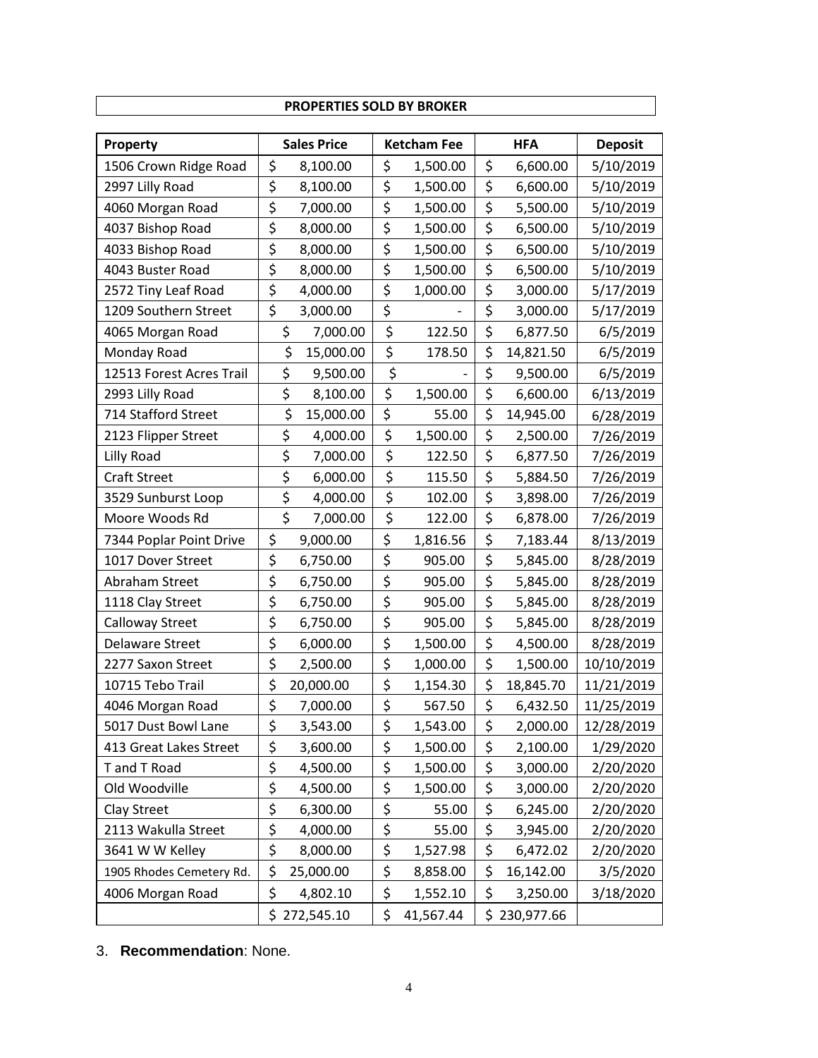**PROPERTIES SOLD BY BROKER**

| Property | Sales Price | Ketcham Fee | HFA | Deposit |
|---|---|---|---|---|
| 1506 Crown Ridge Road | $ 8,100.00 | $ 1,500.00 | $ 6,600.00 | 5/10/2019 |
| 2997 Lilly Road | $ 8,100.00 | $ 1,500.00 | $ 6,600.00 | 5/10/2019 |
| 4060 Morgan Road | $ 7,000.00 | $ 1,500.00 | $ 5,500.00 | 5/10/2019 |
| 4037 Bishop Road | $ 8,000.00 | $ 1,500.00 | $ 6,500.00 | 5/10/2019 |
| 4033 Bishop Road | $ 8,000.00 | $ 1,500.00 | $ 6,500.00 | 5/10/2019 |
| 4043 Buster Road | $ 8,000.00 | $ 1,500.00 | $ 6,500.00 | 5/10/2019 |
| 2572 Tiny Leaf Road | $ 4,000.00 | $ 1,000.00 | $ 3,000.00 | 5/17/2019 |
| 1209 Southern Street | $ 3,000.00 | $ - | $ 3,000.00 | 5/17/2019 |
| 4065 Morgan Road | $ 7,000.00 | $ 122.50 | $ 6,877.50 | 6/5/2019 |
| Monday Road | $ 15,000.00 | $ 178.50 | $ 14,821.50 | 6/5/2019 |
| 12513 Forest Acres Trail | $ 9,500.00 | $ - | $ 9,500.00 | 6/5/2019 |
| 2993 Lilly Road | $ 8,100.00 | $ 1,500.00 | $ 6,600.00 | 6/13/2019 |
| 714 Stafford Street | $ 15,000.00 | $ 55.00 | $ 14,945.00 | 6/28/2019 |
| 2123 Flipper Street | $ 4,000.00 | $ 1,500.00 | $ 2,500.00 | 7/26/2019 |
| Lilly Road | $ 7,000.00 | $ 122.50 | $ 6,877.50 | 7/26/2019 |
| Craft Street | $ 6,000.00 | $ 115.50 | $ 5,884.50 | 7/26/2019 |
| 3529 Sunburst Loop | $ 4,000.00 | $ 102.00 | $ 3,898.00 | 7/26/2019 |
| Moore Woods Rd | $ 7,000.00 | $ 122.00 | $ 6,878.00 | 7/26/2019 |
| 7344 Poplar Point Drive | $ 9,000.00 | $ 1,816.56 | $ 7,183.44 | 8/13/2019 |
| 1017 Dover Street | $ 6,750.00 | $ 905.00 | $ 5,845.00 | 8/28/2019 |
| Abraham Street | $ 6,750.00 | $ 905.00 | $ 5,845.00 | 8/28/2019 |
| 1118 Clay Street | $ 6,750.00 | $ 905.00 | $ 5,845.00 | 8/28/2019 |
| Calloway Street | $ 6,750.00 | $ 905.00 | $ 5,845.00 | 8/28/2019 |
| Delaware Street | $ 6,000.00 | $ 1,500.00 | $ 4,500.00 | 8/28/2019 |
| 2277 Saxon Street | $ 2,500.00 | $ 1,000.00 | $ 1,500.00 | 10/10/2019 |
| 10715 Tebo Trail | $ 20,000.00 | $ 1,154.30 | $ 18,845.70 | 11/21/2019 |
| 4046 Morgan Road | $ 7,000.00 | $ 567.50 | $ 6,432.50 | 11/25/2019 |
| 5017 Dust Bowl Lane | $ 3,543.00 | $ 1,543.00 | $ 2,000.00 | 12/28/2019 |
| 413 Great Lakes Street | $ 3,600.00 | $ 1,500.00 | $ 2,100.00 | 1/29/2020 |
| T and T Road | $ 4,500.00 | $ 1,500.00 | $ 3,000.00 | 2/20/2020 |
| Old Woodville | $ 4,500.00 | $ 1,500.00 | $ 3,000.00 | 2/20/2020 |
| Clay Street | $ 6,300.00 | $ 55.00 | $ 6,245.00 | 2/20/2020 |
| 2113 Wakulla Street | $ 4,000.00 | $ 55.00 | $ 3,945.00 | 2/20/2020 |
| 3641 W W Kelley | $ 8,000.00 | $ 1,527.98 | $ 6,472.02 | 2/20/2020 |
| 1905 Rhodes Cemetery Rd. | $ 25,000.00 | $ 8,858.00 | $ 16,142.00 | 3/5/2020 |
| 4006 Morgan Road | $ 4,802.10 | $ 1,552.10 | $ 3,250.00 | 3/18/2020 |
| | $ 272,545.10 | $ 41,567.44 | $ 230,977.66 | |

3. **Recommendation**: None.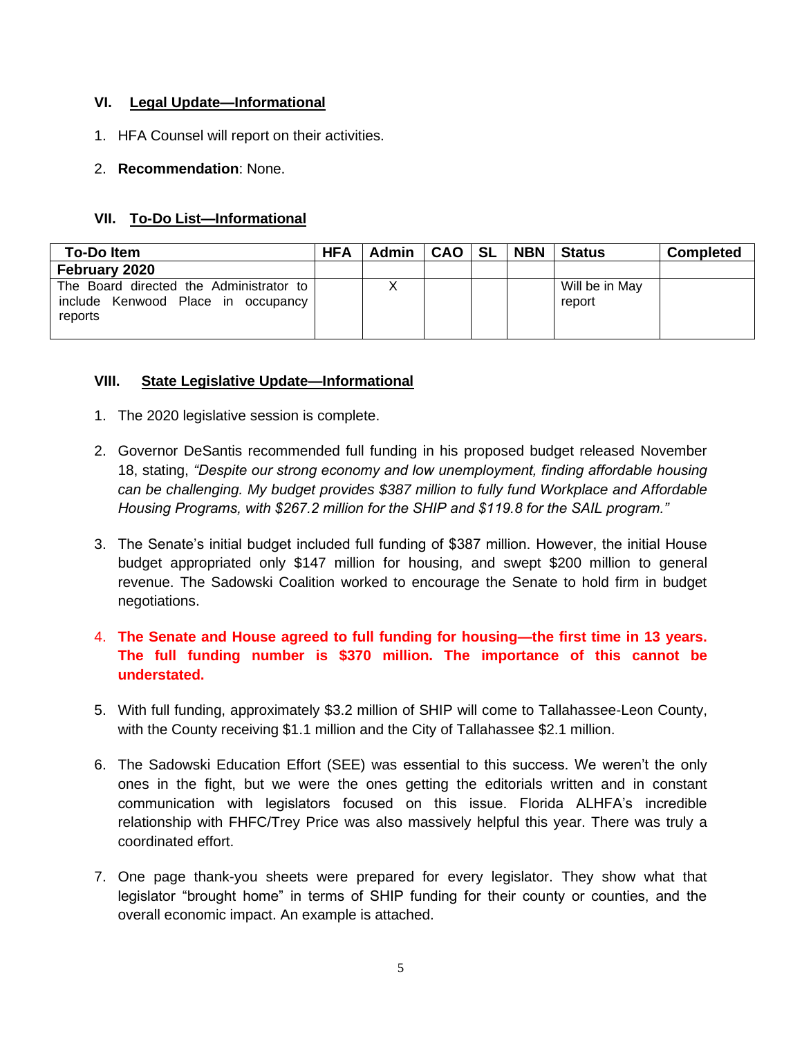## VI. Legal Update—Informational

1. HFA Counsel will report on their activities.

2. **Recommendation**: None.

## VII. To-Do List—Informational

| To-Do Item | HFA | Admin | CAO | SL | NBN | Status | Completed |
|---|---|---|---|---|---|---|---|
| **February 2020** | | | | | | | |
| The Board directed the Administrator to include Kenwood Place in occupancy reports | | X | | | | Will be in May report | |

## VIII. State Legislative Update—Informational

1. The 2020 legislative session is complete.

2. Governor DeSantis recommended full funding in his proposed budget released November 18, stating, *"Despite our strong economy and low unemployment, finding affordable housing can be challenging. My budget provides $387 million to fully fund Workplace and Affordable Housing Programs, with $267.2 million for the SHIP and $119.8 for the SAIL program."*

3. The Senate's initial budget included full funding of $387 million. However, the initial House budget appropriated only $147 million for housing, and swept $200 million to general revenue. The Sadowski Coalition worked to encourage the Senate to hold firm in budget negotiations.

4. **The Senate and House agreed to full funding for housing—the first time in 13 years. The full funding number is $370 million. The importance of this cannot be understated.**

5. With full funding, approximately $3.2 million of SHIP will come to Tallahassee-Leon County, with the County receiving $1.1 million and the City of Tallahassee $2.1 million.

6. The Sadowski Education Effort (SEE) was essential to this success. We weren't the only ones in the fight, but we were the ones getting the editorials written and in constant communication with legislators focused on this issue. Florida ALHFA's incredible relationship with FHFC/Trey Price was also massively helpful this year. There was truly a coordinated effort.

7. One page thank-you sheets were prepared for every legislator. They show what that legislator "brought home" in terms of SHIP funding for their county or counties, and the overall economic impact. An example is attached.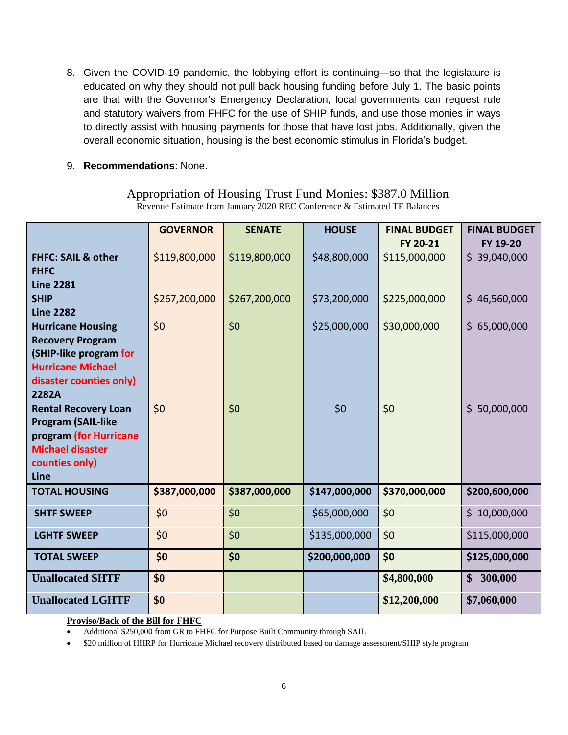8. Given the COVID-19 pandemic, the lobbying effort is continuing—so that the legislature is educated on why they should not pull back housing funding before July 1. The basic points are that with the Governor's Emergency Declaration, local governments can request rule and statutory waivers from FHFC for the use of SHIP funds, and use those monies in ways to directly assist with housing payments for those that have lost jobs. Additionally, given the overall economic situation, housing is the best economic stimulus in Florida's budget.

9. **Recommendations**: None.

## Appropriation of Housing Trust Fund Monies: $387.0 Million

Revenue Estimate from January 2020 REC Conference & Estimated TF Balances

| | GOVERNOR | SENATE | HOUSE | FINAL BUDGET FY 20-21 | FINAL BUDGET FY 19-20 |
|---|---|---|---|---|---|
| **FHFC: SAIL & other FHFC Line 2281** | $119,800,000 | $119,800,000 | $48,800,000 | $115,000,000 | $ 39,040,000 |
| **SHIP Line 2282** | $267,200,000 | $267,200,000 | $73,200,000 | $225,000,000 | $ 46,560,000 |
| **Hurricane Housing Recovery Program (SHIP-like program for Hurricane Michael disaster counties only) 2282A** | $0 | $0 | $25,000,000 | $30,000,000 | $ 65,000,000 |
| **Rental Recovery Loan Program (SAIL-like program (for Hurricane Michael disaster counties only) Line** | $0 | $0 | $0 | $0 | $ 50,000,000 |
| **TOTAL HOUSING** | **$387,000,000** | **$387,000,000** | **$147,000,000** | **$370,000,000** | **$200,600,000** |
| **SHTF SWEEP** | $0 | $0 | $65,000,000 | $0 | $ 10,000,000 |
| **LGHTF SWEEP** | $0 | $0 | $135,000,000 | $0 | $115,000,000 |
| **TOTAL SWEEP** | **$0** | **$0** | **$200,000,000** | **$0** | **$125,000,000** |
| **Unallocated SHTF** | **$0** | | | **$4,800,000** | **$ 300,000** |
| **Unallocated LGHTF** | **$0** | | | **$12,200,000** | **$7,060,000** |

**Proviso/Back of the Bill for FHFC**

- Additional $250,000 from GR to FHFC for Purpose Built Community through SAIL
- $20 million of HHRP for Hurricane Michael recovery distributed based on damage assessment/SHIP style program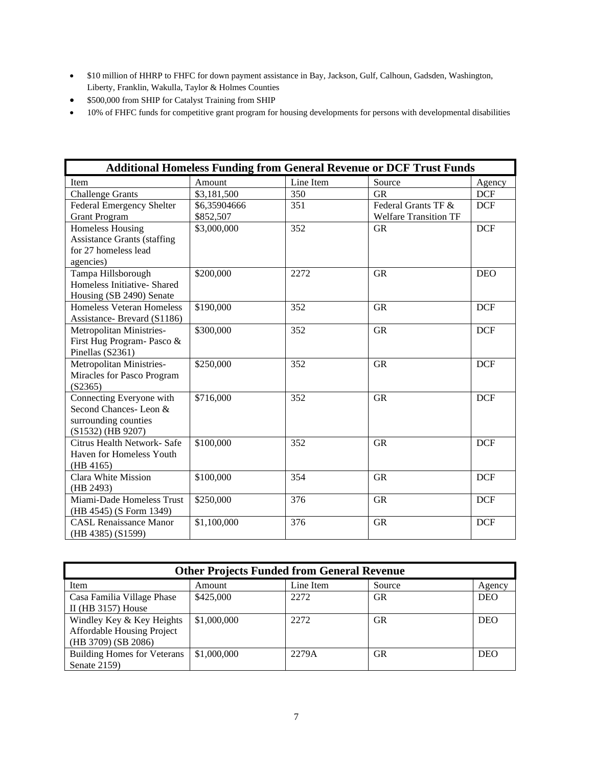- $10 million of HHRP to FHFC for down payment assistance in Bay, Jackson, Gulf, Calhoun, Gadsden, Washington, Liberty, Franklin, Wakulla, Taylor & Holmes Counties
- $500,000 from SHIP for Catalyst Training from SHIP
- 10% of FHFC funds for competitive grant program for housing developments for persons with developmental disabilities

| **Additional Homeless Funding from General Revenue or DCF Trust Funds** | | | | |
|---|---|---|---|---|
| Item | Amount | Line Item | Source | Agency |
| Challenge Grants | $3,181,500 | 350 | GR | DCF |
| Federal Emergency Shelter Grant Program | $6,35904666<br>$852,507 | 351 | Federal Grants TF &<br>Welfare Transition TF | DCF |
| Homeless Housing Assistance Grants (staffing for 27 homeless lead agencies) | $3,000,000 | 352 | GR | DCF |
| Tampa Hillsborough Homeless Initiative- Shared Housing (SB 2490) Senate | $200,000 | 2272 | GR | DEO |
| Homeless Veteran Homeless Assistance- Brevard (S1186) | $190,000 | 352 | GR | DCF |
| Metropolitan Ministries- First Hug Program- Pasco & Pinellas (S2361) | $300,000 | 352 | GR | DCF |
| Metropolitan Ministries- Miracles for Pasco Program (S2365) | $250,000 | 352 | GR | DCF |
| Connecting Everyone with Second Chances- Leon & surrounding counties (S1532) (HB 9207) | $716,000 | 352 | GR | DCF |
| Citrus Health Network- Safe Haven for Homeless Youth (HB 4165) | $100,000 | 352 | GR | DCF |
| Clara White Mission (HB 2493) | $100,000 | 354 | GR | DCF |
| Miami-Dade Homeless Trust (HB 4545) (S Form 1349) | $250,000 | 376 | GR | DCF |
| CASL Renaissance Manor (HB 4385) (S1599) | $1,100,000 | 376 | GR | DCF |

| **Other Projects Funded from General Revenue** | | | | |
|---|---|---|---|---|
| Item | Amount | Line Item | Source | Agency |
| Casa Familia Village Phase II (HB 3157) House | $425,000 | 2272 | GR | DEO |
| Windley Key & Key Heights Affordable Housing Project (HB 3709) (SB 2086) | $1,000,000 | 2272 | GR | DEO |
| Building Homes for Veterans Senate 2159) | $1,000,000 | 2279A | GR | DEO |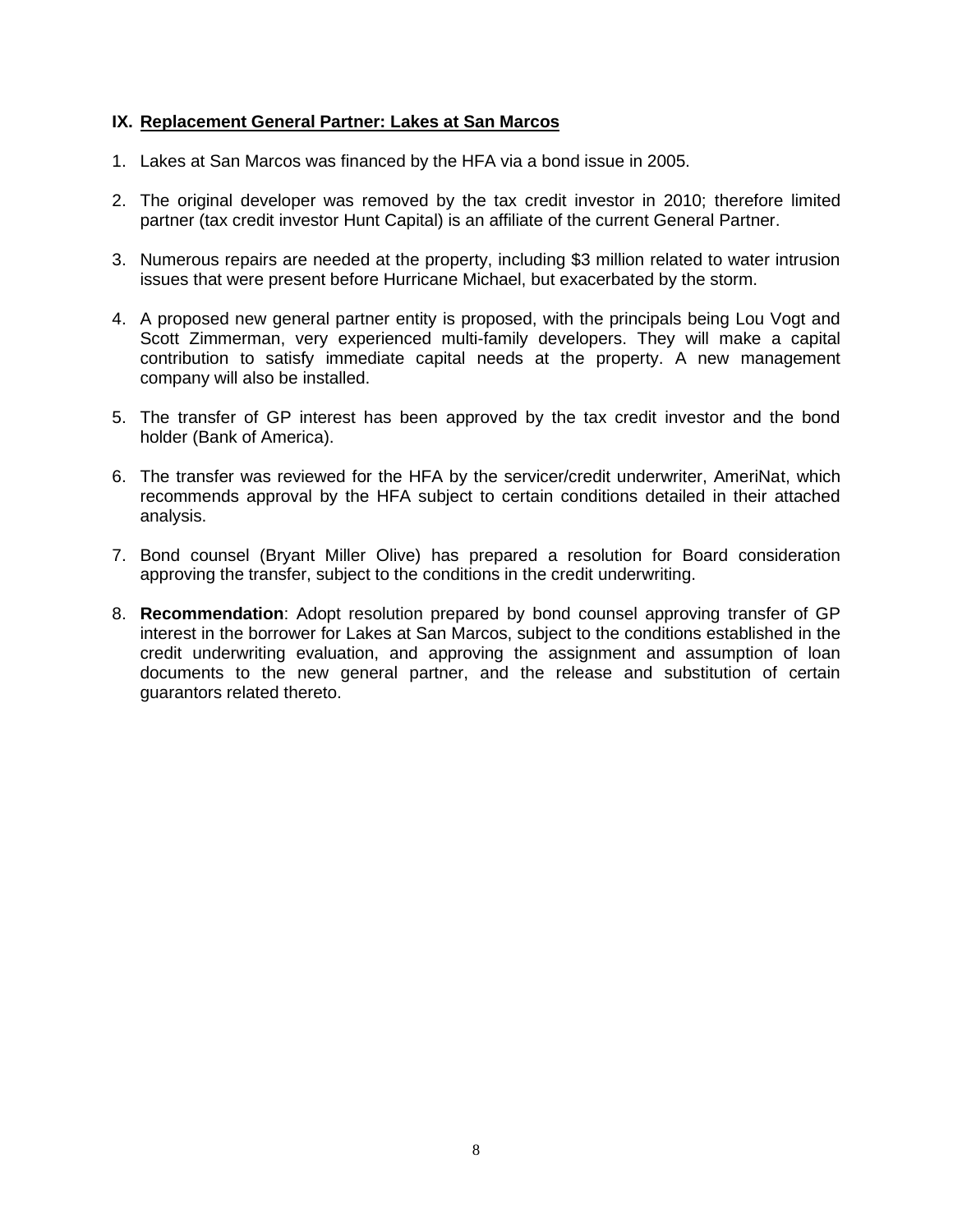## IX. Replacement General Partner: Lakes at San Marcos

1. Lakes at San Marcos was financed by the HFA via a bond issue in 2005.
2. The original developer was removed by the tax credit investor in 2010; therefore limited partner (tax credit investor Hunt Capital) is an affiliate of the current General Partner.
3. Numerous repairs are needed at the property, including $3 million related to water intrusion issues that were present before Hurricane Michael, but exacerbated by the storm.
4. A proposed new general partner entity is proposed, with the principals being Lou Vogt and Scott Zimmerman, very experienced multi-family developers. They will make a capital contribution to satisfy immediate capital needs at the property. A new management company will also be installed.
5. The transfer of GP interest has been approved by the tax credit investor and the bond holder (Bank of America).
6. The transfer was reviewed for the HFA by the servicer/credit underwriter, AmeriNat, which recommends approval by the HFA subject to certain conditions detailed in their attached analysis.
7. Bond counsel (Bryant Miller Olive) has prepared a resolution for Board consideration approving the transfer, subject to the conditions in the credit underwriting.
8. **Recommendation**: Adopt resolution prepared by bond counsel approving transfer of GP interest in the borrower for Lakes at San Marcos, subject to the conditions established in the credit underwriting evaluation, and approving the assignment and assumption of loan documents to the new general partner, and the release and substitution of certain guarantors related thereto.